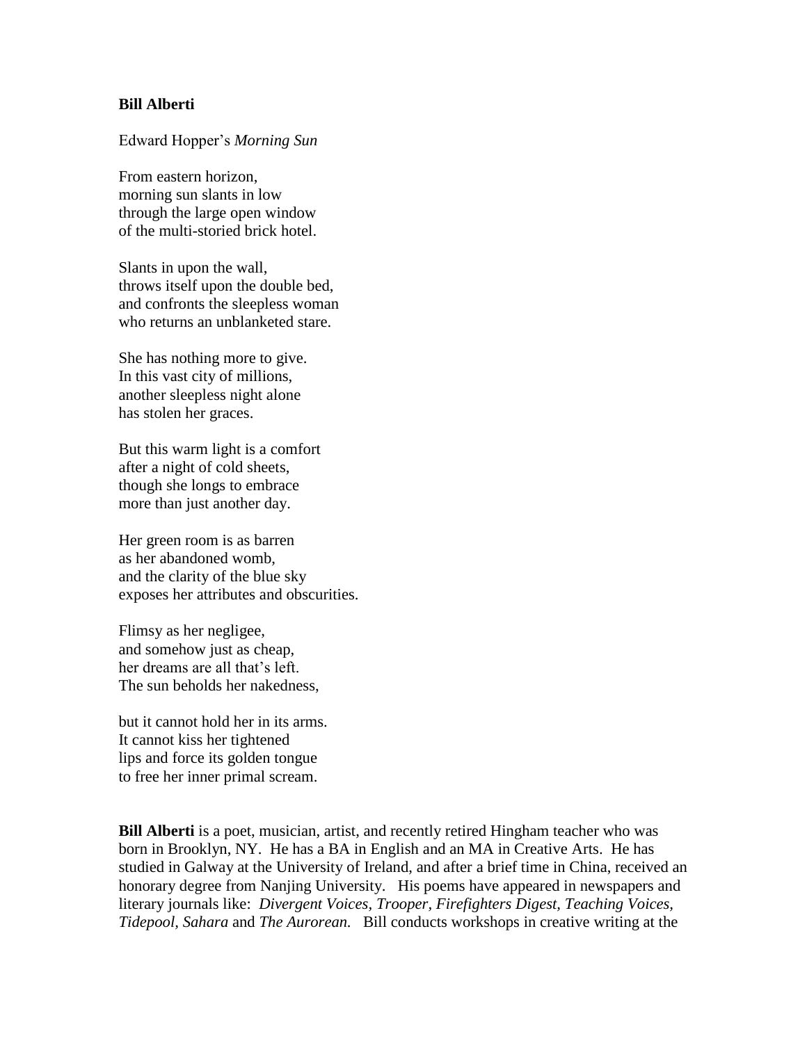**Bill Alberti**

Edward Hopper's *Morning Sun*

From eastern horizon,  
morning sun slants in low  
through the large open window  
of the multi-storied brick hotel.

Slants in upon the wall,  
throws itself upon the double bed,  
and confronts the sleepless woman  
who returns an unblanketed stare.

She has nothing more to give.  
In this vast city of millions,  
another sleepless night alone  
has stolen her graces.

But this warm light is a comfort  
after a night of cold sheets,  
though she longs to embrace  
more than just another day.

Her green room is as barren  
as her abandoned womb,  
and the clarity of the blue sky  
exposes her attributes and obscurities.

Flimsy as her negligee,  
and somehow just as cheap,  
her dreams are all that's left.  
The sun beholds her nakedness,

but it cannot hold her in its arms.  
It cannot kiss her tightened  
lips and force its golden tongue  
to free her inner primal scream.

**Bill Alberti** is a poet, musician, artist, and recently retired Hingham teacher who was born in Brooklyn, NY. He has a BA in English and an MA in Creative Arts. He has studied in Galway at the University of Ireland, and after a brief time in China, received an honorary degree from Nanjing University. His poems have appeared in newspapers and literary journals like: *Divergent Voices, Trooper, Firefighters Digest, Teaching Voices, Tidepool, Sahara* and *The Aurorean.* Bill conducts workshops in creative writing at the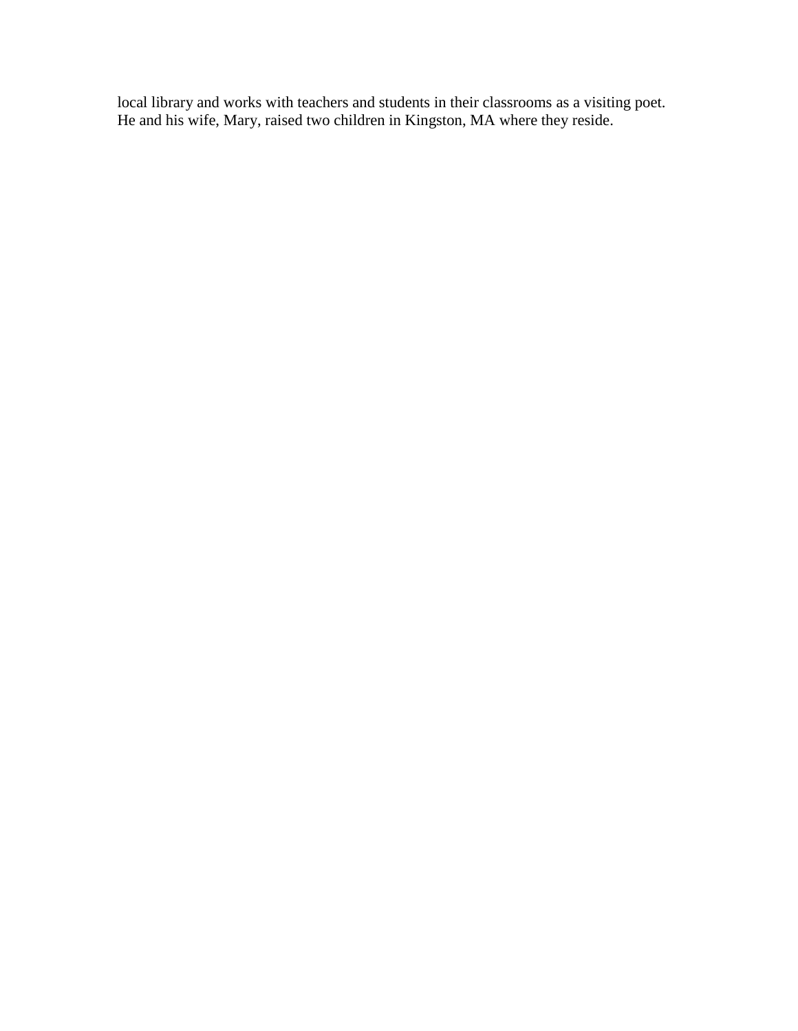local library and works with teachers and students in their classrooms as a visiting poet. He and his wife, Mary, raised two children in Kingston, MA where they reside.